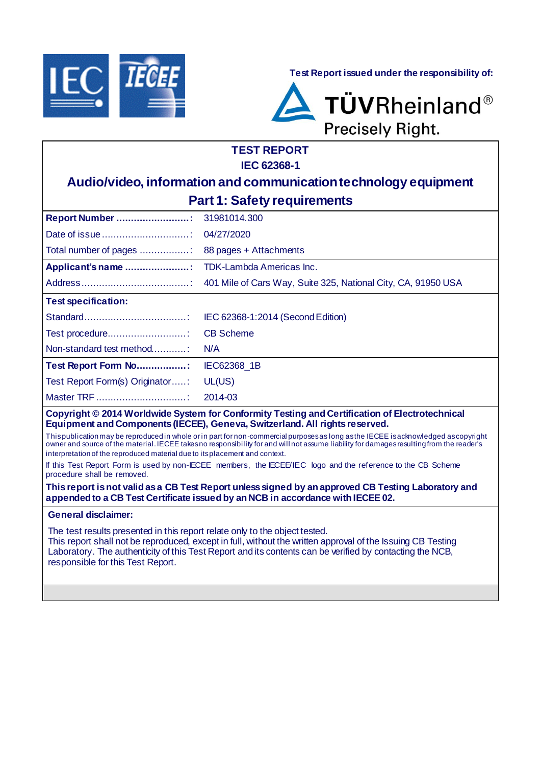Test Report issued under the responsibility of:

TÜVRheinland®
Precisely Right.

# TEST REPORT
# IEC 62368-1
## Audio/video, information and communication technology equipment
## Part 1: Safety requirements

| | |
|---|---|
| **Report Number ........................:** | 31981014.300 |
| Date of issue ..............................: | 04/27/2020 |
| Total number of pages .................: | 88 pages + Attachments |
| **Applicant's name ......................:** | TDK-Lambda Americas Inc. |
| Address .....................................: | 401 Mile of Cars Way, Suite 325, National City, CA, 91950 USA |
| **Test specification:** | |
| Standard ...................................: | IEC 62368-1:2014 (Second Edition) |
| Test procedure ...........................: | CB Scheme |
| Non-standard test method............: | N/A |
| **Test Report Form No.................:** | IEC62368_1B |
| Test Report Form(s) Originator.....: | UL(US) |
| Master TRF ...............................: | 2014-03 |

**Copyright © 2014 Worldwide System for Conformity Testing and Certification of Electrotechnical Equipment and Components (IECEE), Geneva, Switzerland. All rights reserved.**

This publication may be reproduced in whole or in part for non-commercial purposes as long as the IECEE is acknowledged as copyright owner and source of the material. IECEE takes no responsibility for and will not assume liability for damages resulting from the reader's interpretation of the reproduced material due to its placement and context.

If this Test Report Form is used by non-IECEE members, the IECEE/IEC logo and the reference to the CB Scheme procedure shall be removed.

**This report is not valid as a CB Test Report unless signed by an approved CB Testing Laboratory and appended to a CB Test Certificate issued by an NCB in accordance with IECEE 02.**

**General disclaimer:**

The test results presented in this report relate only to the object tested.
This report shall not be reproduced, except in full, without the written approval of the Issuing CB Testing Laboratory. The authenticity of this Test Report and its contents can be verified by contacting the NCB, responsible for this Test Report.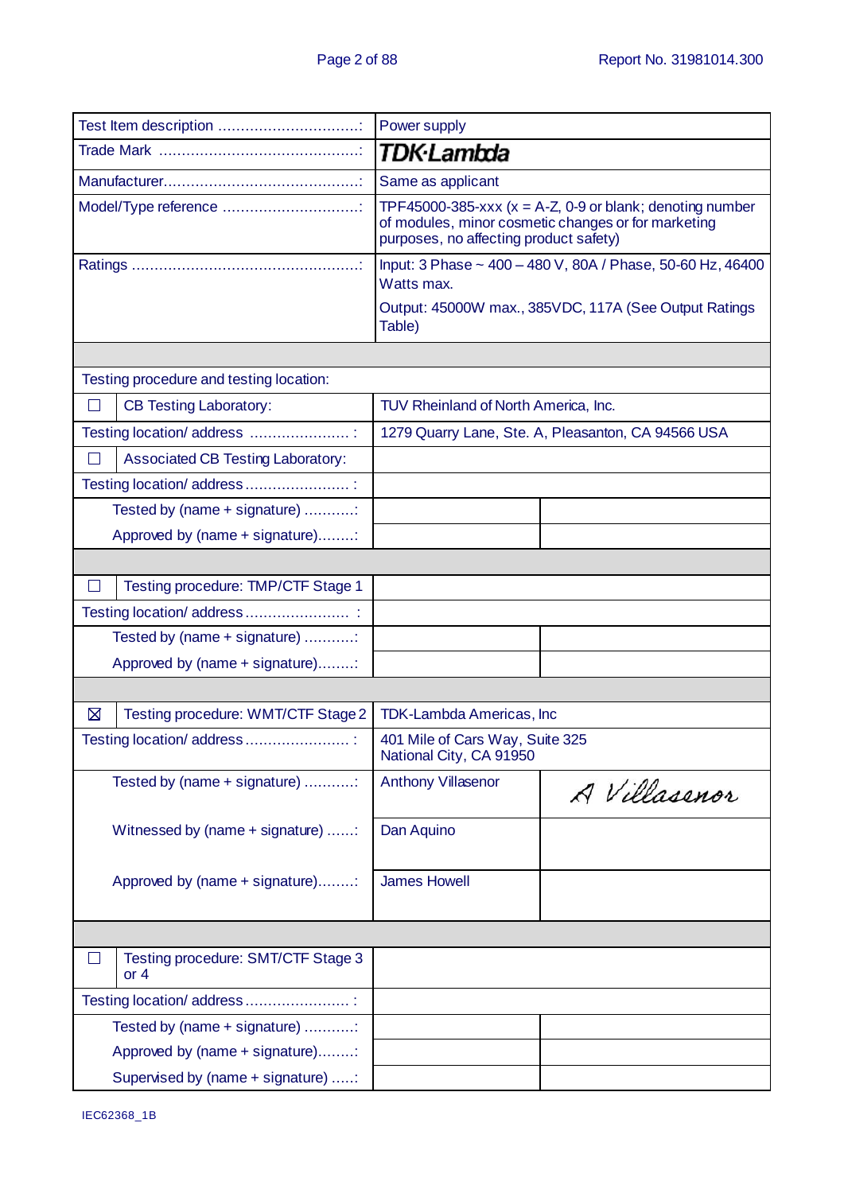| | |
|---|---|
| Test Item description ...............................: | Power supply |
| Trade Mark ...........................................: | TDK·Lambda |
| Manufacturer...........................................: | Same as applicant |
| Model/Type reference ..............................: | TPF45000-385-xxx (x = A-Z, 0-9 or blank; denoting number of modules, minor cosmetic changes or for marketing purposes, no affecting product safety) |
| Ratings ..................................................: | Input: 3 Phase ~ 400 – 480 V, 80A / Phase, 50-60 Hz, 46400 Watts max.<br><br>Output: 45000W max., 385VDC, 117A (See Output Ratings Table) |

| | | |
|---|---|---|
| Testing procedure and testing location: | | |
| ☐ CB Testing Laboratory: | TUV Rheinland of North America, Inc. | |
| Testing location/ address ..................... : | 1279 Quarry Lane, Ste. A, Pleasanton, CA 94566 USA | |
| ☐ Associated CB Testing Laboratory: | | |
| Testing location/ address ...................... : | | |
| Tested by (name + signature) ...........: | | |
| Approved by (name + signature)........: | | |
| | | |
| ☐ Testing procedure: TMP/CTF Stage 1 | | |
| Testing location/ address ...................... : | | |
| Tested by (name + signature) ...........: | | |
| Approved by (name + signature)........: | | |
| | | |
| ☒ Testing procedure: WMT/CTF Stage 2 | TDK-Lambda Americas, Inc | |
| Testing location/ address ...................... : | 401 Mile of Cars Way, Suite 325<br>National City, CA 91950 | |
| Tested by (name + signature) ...........: | Anthony Villasenor | A Villasenor |
| Witnessed by (name + signature) ......: | Dan Aquino | |
| Approved by (name + signature)........: | James Howell | |
| | | |
| ☐ Testing procedure: SMT/CTF Stage 3 or 4 | | |
| Testing location/ address ...................... : | | |
| Tested by (name + signature) ...........: | | |
| Approved by (name + signature)........: | | |
| Supervised by (name + signature) .....: | | |

IEC62368_1B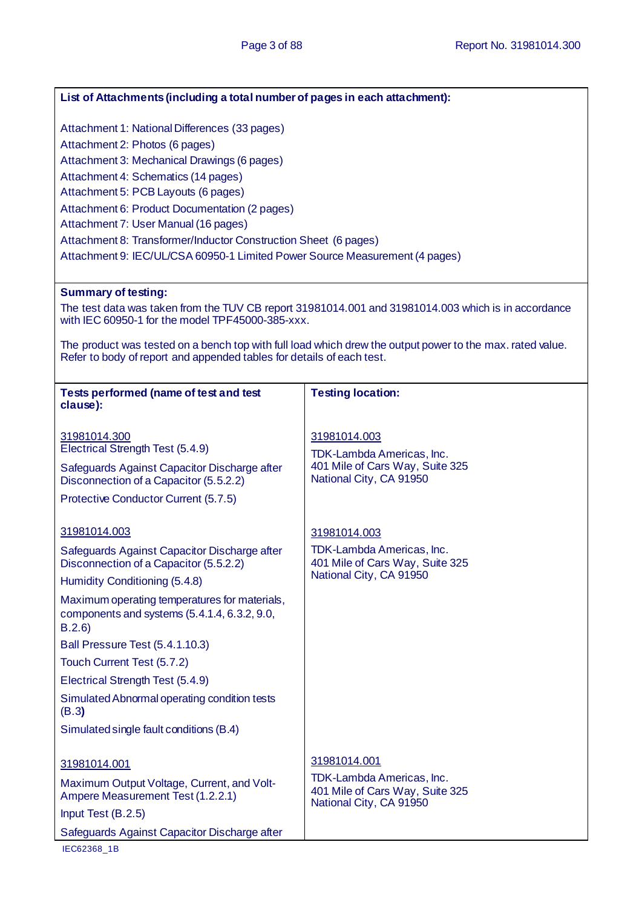**List of Attachments (including a total number of pages in each attachment):**

Attachment 1: National Differences (33 pages)
Attachment 2: Photos (6 pages)
Attachment 3: Mechanical Drawings (6 pages)
Attachment 4: Schematics (14 pages)
Attachment 5: PCB Layouts (6 pages)
Attachment 6: Product Documentation (2 pages)
Attachment 7: User Manual (16 pages)
Attachment 8: Transformer/Inductor Construction Sheet (6 pages)
Attachment 9: IEC/UL/CSA 60950-1 Limited Power Source Measurement (4 pages)

**Summary of testing:**

The test data was taken from the TUV CB report 31981014.001 and 31981014.003 which is in accordance with IEC 60950-1 for the model TPF45000-385-xxx.

The product was tested on a bench top with full load which drew the output power to the max. rated value. Refer to body of report and appended tables for details of each test.

| **Tests performed (name of test and test clause):** | **Testing location:** |
|---|---|
| 31981014.300<br>Electrical Strength Test (5.4.9)<br>Safeguards Against Capacitor Discharge after Disconnection of a Capacitor (5.5.2.2)<br>Protective Conductor Current (5.7.5) | 31981014.003<br>TDK-Lambda Americas, Inc.<br>401 Mile of Cars Way, Suite 325<br>National City, CA 91950 |
| 31981014.003<br>Safeguards Against Capacitor Discharge after Disconnection of a Capacitor (5.5.2.2)<br>Humidity Conditioning (5.4.8)<br>Maximum operating temperatures for materials, components and systems (5.4.1.4, 6.3.2, 9.0, B.2.6)<br>Ball Pressure Test (5.4.1.10.3)<br>Touch Current Test (5.7.2)<br>Electrical Strength Test (5.4.9)<br>Simulated Abnormal operating condition tests (B.3**)**<br>Simulated single fault conditions (B.4) | 31981014.003<br>TDK-Lambda Americas, Inc.<br>401 Mile of Cars Way, Suite 325<br>National City, CA 91950 |
| 31981014.001<br>Maximum Output Voltage, Current, and Volt-Ampere Measurement Test (1.2.2.1)<br>Input Test (B.2.5)<br>Safeguards Against Capacitor Discharge after | 31981014.001<br>TDK-Lambda Americas, Inc.<br>401 Mile of Cars Way, Suite 325<br>National City, CA 91950 |

IEC62368_1B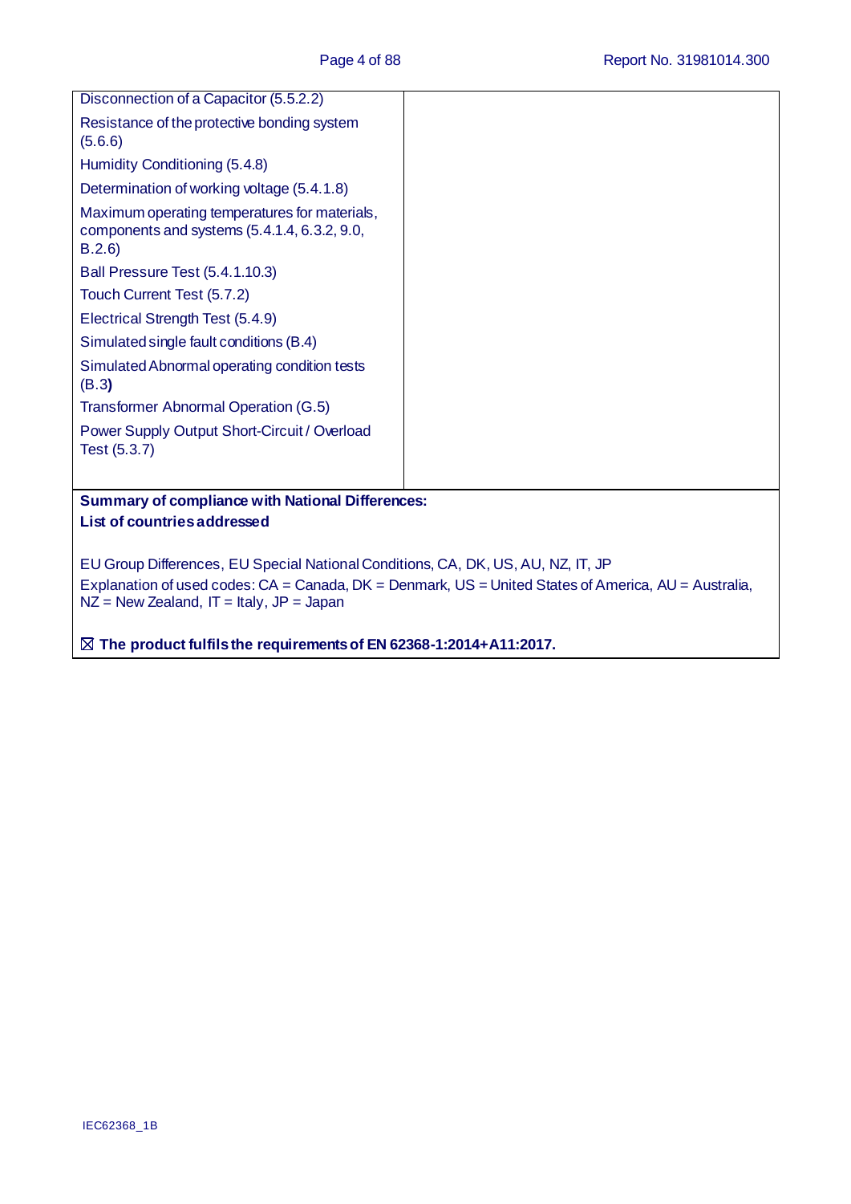| | |
|---|---|
| Disconnection of a Capacitor (5.5.2.2)<br>Resistance of the protective bonding system (5.6.6)<br>Humidity Conditioning (5.4.8)<br>Determination of working voltage (5.4.1.8)<br>Maximum operating temperatures for materials, components and systems (5.4.1.4, 6.3.2, 9.0, B.2.6)<br>Ball Pressure Test (5.4.1.10.3)<br>Touch Current Test (5.7.2)<br>Electrical Strength Test (5.4.9)<br>Simulated single fault conditions (B.4)<br>Simulated Abnormal operating condition tests (B.3**)**<br>Transformer Abnormal Operation (G.5)<br>Power Supply Output Short-Circuit / Overload Test (5.3.7) | |

**Summary of compliance with National Differences:**
**List of countries addressed**

EU Group Differences, EU Special National Conditions, CA, DK, US, AU, NZ, IT, JP

Explanation of used codes: CA = Canada, DK = Denmark, US = United States of America, AU = Australia, NZ = New Zealand, IT = Italy, JP = Japan

☒ **The product fulfils the requirements of EN 62368-1:2014+A11:2017.**

IEC62368_1B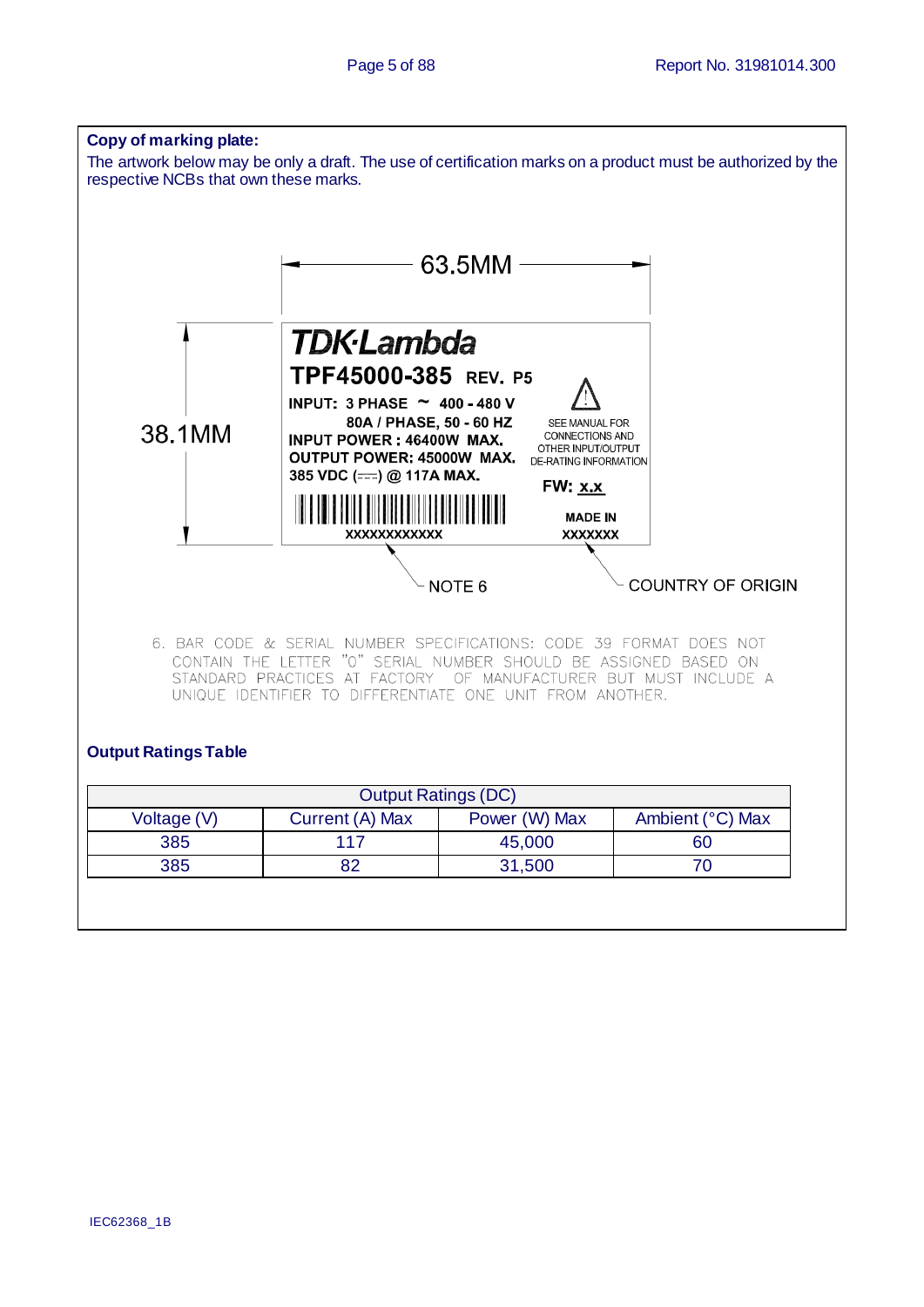**Copy of marking plate:**

The artwork below may be only a draft. The use of certification marks on a product must be authorized by the respective NCBs that own these marks.

63.5MM

38.1MM

TDK·Lambda

TPF45000-385 REV. P5

INPUT: 3 PHASE ~ 400 - 480 V
80A / PHASE, 50 - 60 HZ
INPUT POWER : 46400W MAX.
OUTPUT POWER: 45000W MAX.
385 VDC (⎓) @ 117A MAX.

SEE MANUAL FOR CONNECTIONS AND OTHER INPUT/OUTPUT DE-RATING INFORMATION

FW: x.x

XXXXXXXXXXXX

MADE IN
XXXXXXX

NOTE 6

COUNTRY OF ORIGIN

6. BAR CODE & SERIAL NUMBER SPECIFICATIONS: CODE 39 FORMAT DOES NOT CONTAIN THE LETTER "0" SERIAL NUMBER SHOULD BE ASSIGNED BASED ON STANDARD PRACTICES AT FACTORY OF MANUFACTURER BUT MUST INCLUDE A UNIQUE IDENTIFIER TO DIFFERENTIATE ONE UNIT FROM ANOTHER.

**Output Ratings Table**

| Output Ratings (DC) | | | |
|---|---|---|---|
| Voltage (V) | Current (A) Max | Power (W) Max | Ambient (°C) Max |
| 385 | 117 | 45,000 | 60 |
| 385 | 82 | 31,500 | 70 |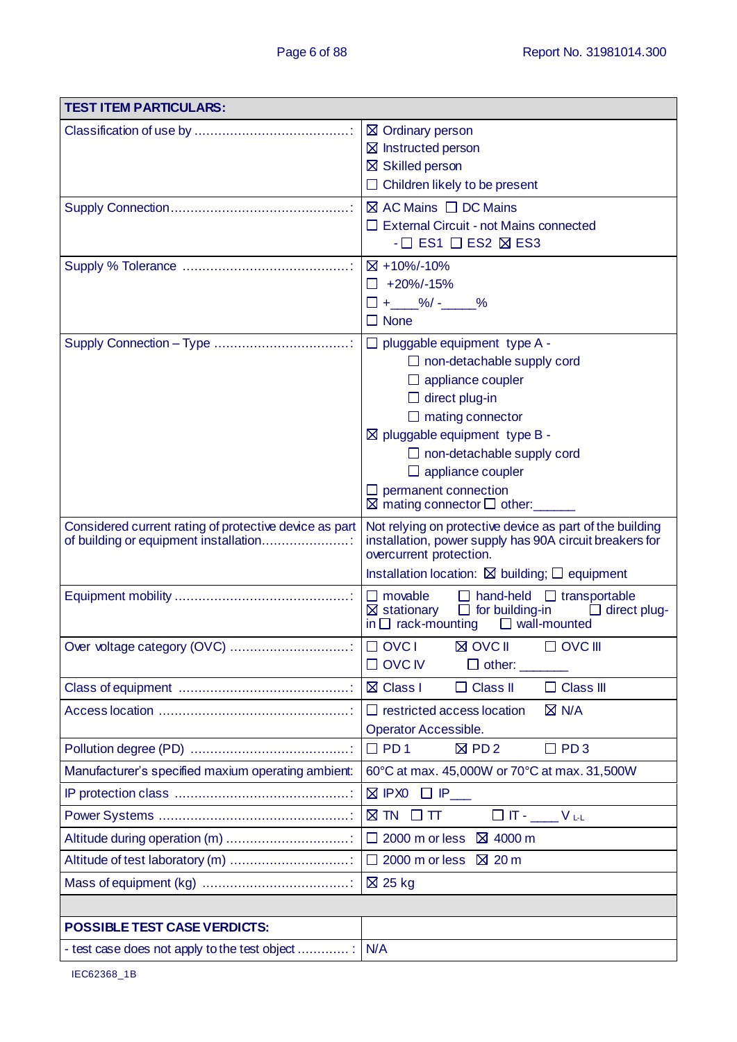| TEST ITEM PARTICULARS: | |
|---|---|
| Classification of use by .......................................: | ☒ Ordinary person<br>☒ Instructed person<br>☒ Skilled person<br>☐ Children likely to be present |
| Supply Connection.............................................: | ☒ AC Mains ☐ DC Mains<br>☐ External Circuit - not Mains connected<br>- ☐ ES1 ☐ ES2 ☒ ES3 |
| Supply % Tolerance ..........................................: | ☒ +10%/-10%<br>☐ +20%/-15%<br>☐ +____%/ -_____%<br>☐ None |
| Supply Connection – Type ..................................: | ☐ pluggable equipment type A -<br>☐ non-detachable supply cord<br>☐ appliance coupler<br>☐ direct plug-in<br>☐ mating connector<br>☒ pluggable equipment type B -<br>☐ non-detachable supply cord<br>☐ appliance coupler<br>☐ permanent connection<br>☒ mating connector ☐ other:______ |
| Considered current rating of protective device as part of building or equipment installation......................: | Not relying on protective device as part of the building installation, power supply has 90A circuit breakers for overcurrent protection.<br>Installation location: ☒ building; ☐ equipment |
| Equipment mobility ............................................: | ☐ movable ☐ hand-held ☐ transportable ☒ stationary ☐ for building-in ☐ direct plug-in ☐ rack-mounting ☐ wall-mounted |
| Over voltage category (OVC) ..............................: | ☐ OVC I ☒ OVC II ☐ OVC III<br>☐ OVC IV ☐ other: _______ |
| Class of equipment ...........................................: | ☒ Class I ☐ Class II ☐ Class III |
| Access location ................................................: | ☐ restricted access location ☒ N/A<br>Operator Accessible. |
| Pollution degree (PD) ........................................: | ☐ PD 1 ☒ PD 2 ☐ PD 3 |
| Manufacturer's specified maxium operating ambient: | 60°C at max. 45,000W or 70°C at max. 31,500W |
| IP protection class ............................................: | ☒ IPX0 ☐ IP___ |
| Power Systems ................................................: | ☒ TN ☐ TT ☐ IT - ____ V L-L |
| Altitude during operation (m) ...............................: | ☐ 2000 m or less ☒ 4000 m |
| Altitude of test laboratory (m) ..............................: | ☐ 2000 m or less ☒ 20 m |
| Mass of equipment (kg) .....................................: | ☒ 25 kg |
| | |
| **POSSIBLE TEST CASE VERDICTS:** | |
| - test case does not apply to the test object ............. : | N/A |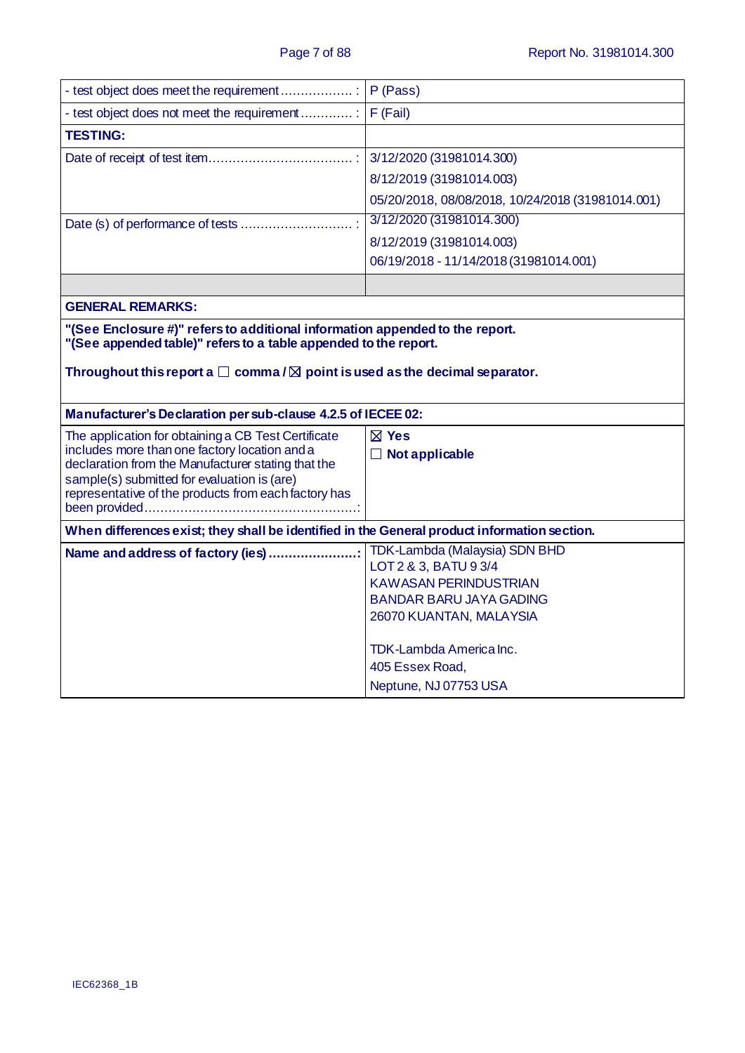| | |
|---|---|
| - test object does meet the requirement .................. : | P (Pass) |
| - test object does not meet the requirement ............. : | F (Fail) |
| **TESTING:** | |
| Date of receipt of test item.................................... : | 3/12/2020 (31981014.300)<br>8/12/2019 (31981014.003)<br>05/20/2018, 08/08/2018, 10/24/2018 (31981014.001) |
| Date (s) of performance of tests ............................ : | 3/12/2020 (31981014.300)<br>8/12/2019 (31981014.003)<br>06/19/2018 - 11/14/2018 (31981014.001) |
| | |

**GENERAL REMARKS:**

**"(See Enclosure #)" refers to additional information appended to the report.**
**"(See appended table)" refers to a table appended to the report.**

**Throughout this report a ☐ comma / ☒ point is used as the decimal separator.**

**Manufacturer's Declaration per sub-clause 4.2.5 of IECEE 02:**

| | |
|---|---|
| The application for obtaining a CB Test Certificate includes more than one factory location and a declaration from the Manufacturer stating that the sample(s) submitted for evaluation is (are) representative of the products from each factory has been provided.....................................................: | ☒ **Yes**<br>☐ **Not applicable** |

**When differences exist; they shall be identified in the General product information section.**

| | |
|---|---|
| **Name and address of factory (ies) ......................:** | TDK-Lambda (Malaysia) SDN BHD<br>LOT 2 & 3, BATU 9 3/4<br>KAWASAN PERINDUSTRIAN<br>BANDAR BARU JAYA GADING<br>26070 KUANTAN, MALAYSIA<br><br>TDK-Lambda America Inc.<br>405 Essex Road,<br>Neptune, NJ 07753 USA |

IEC62368_1B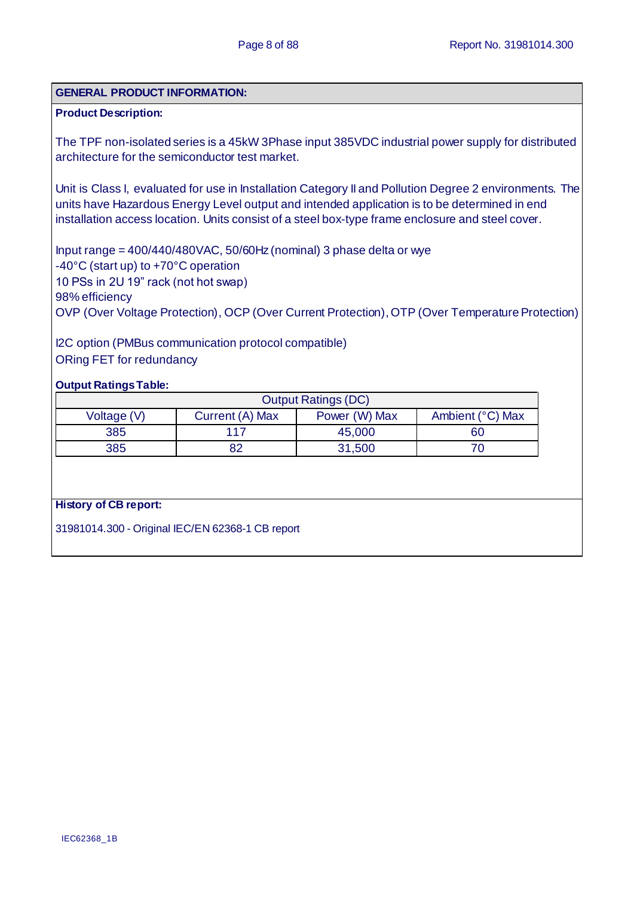## GENERAL PRODUCT INFORMATION:

**Product Description:**

The TPF non-isolated series is a 45kW 3Phase input 385VDC industrial power supply for distributed architecture for the semiconductor test market.

Unit is Class I, evaluated for use in Installation Category II and Pollution Degree 2 environments. The units have Hazardous Energy Level output and intended application is to be determined in end installation access location. Units consist of a steel box-type frame enclosure and steel cover.

Input range = 400/440/480VAC, 50/60Hz (nominal) 3 phase delta or wye
-40°C (start up) to +70°C operation
10 PSs in 2U 19" rack (not hot swap)
98% efficiency
OVP (Over Voltage Protection), OCP (Over Current Protection), OTP (Over Temperature Protection)

I2C option (PMBus communication protocol compatible)
ORing FET for redundancy

**Output Ratings Table:**

| Output Ratings (DC) | | | |
|---|---|---|---|
| Voltage (V) | Current (A) Max | Power (W) Max | Ambient (°C) Max |
| 385 | 117 | 45,000 | 60 |
| 385 | 82 | 31,500 | 70 |

**History of CB report:**

31981014.300 - Original IEC/EN 62368-1 CB report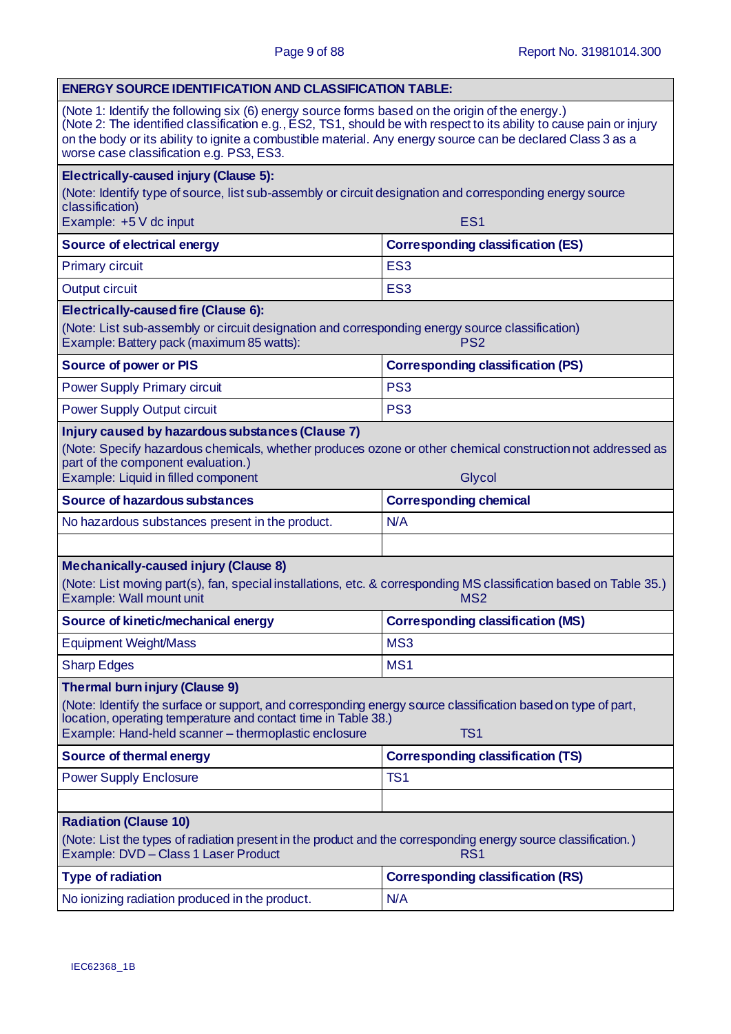| ENERGY SOURCE IDENTIFICATION AND CLASSIFICATION TABLE: | |
|---|---|
| (Note 1: Identify the following six (6) energy source forms based on the origin of the energy.)<br>(Note 2: The identified classification e.g., ES2, TS1, should be with respect to its ability to cause pain or injury on the body or its ability to ignite a combustible material. Any energy source can be declared Class 3 as a worse case classification e.g. PS3, ES3. | |
| **Electrically-caused injury (Clause 5):**<br>(Note: Identify type of source, list sub-assembly or circuit designation and corresponding energy source classification)<br>Example: +5 V dc input | ES1 |
| **Source of electrical energy** | **Corresponding classification (ES)** |
| Primary circuit | ES3 |
| Output circuit | ES3 |
| **Electrically-caused fire (Clause 6):**<br>(Note: List sub-assembly or circuit designation and corresponding energy source classification)<br>Example: Battery pack (maximum 85 watts): | PS2 |
| **Source of power or PIS** | **Corresponding classification (PS)** |
| Power Supply Primary circuit | PS3 |
| Power Supply Output circuit | PS3 |
| **Injury caused by hazardous substances (Clause 7)**<br>(Note: Specify hazardous chemicals, whether produces ozone or other chemical construction not addressed as part of the component evaluation.)<br>Example: Liquid in filled component | Glycol |
| **Source of hazardous substances** | **Corresponding chemical** |
| No hazardous substances present in the product. | N/A |
| | |
| **Mechanically-caused injury (Clause 8)**<br>(Note: List moving part(s), fan, special installations, etc. & corresponding MS classification based on Table 35.)<br>Example: Wall mount unit | MS2 |
| **Source of kinetic/mechanical energy** | **Corresponding classification (MS)** |
| Equipment Weight/Mass | MS3 |
| Sharp Edges | MS1 |
| **Thermal burn injury (Clause 9)**<br>(Note: Identify the surface or support, and corresponding energy source classification based on type of part, location, operating temperature and contact time in Table 38.)<br>Example: Hand-held scanner – thermoplastic enclosure | TS1 |
| **Source of thermal energy** | **Corresponding classification (TS)** |
| Power Supply Enclosure | TS1 |
| | |
| **Radiation (Clause 10)**<br>(Note: List the types of radiation present in the product and the corresponding energy source classification.)<br>Example: DVD – Class 1 Laser Product | RS1 |
| **Type of radiation** | **Corresponding classification (RS)** |
| No ionizing radiation produced in the product. | N/A |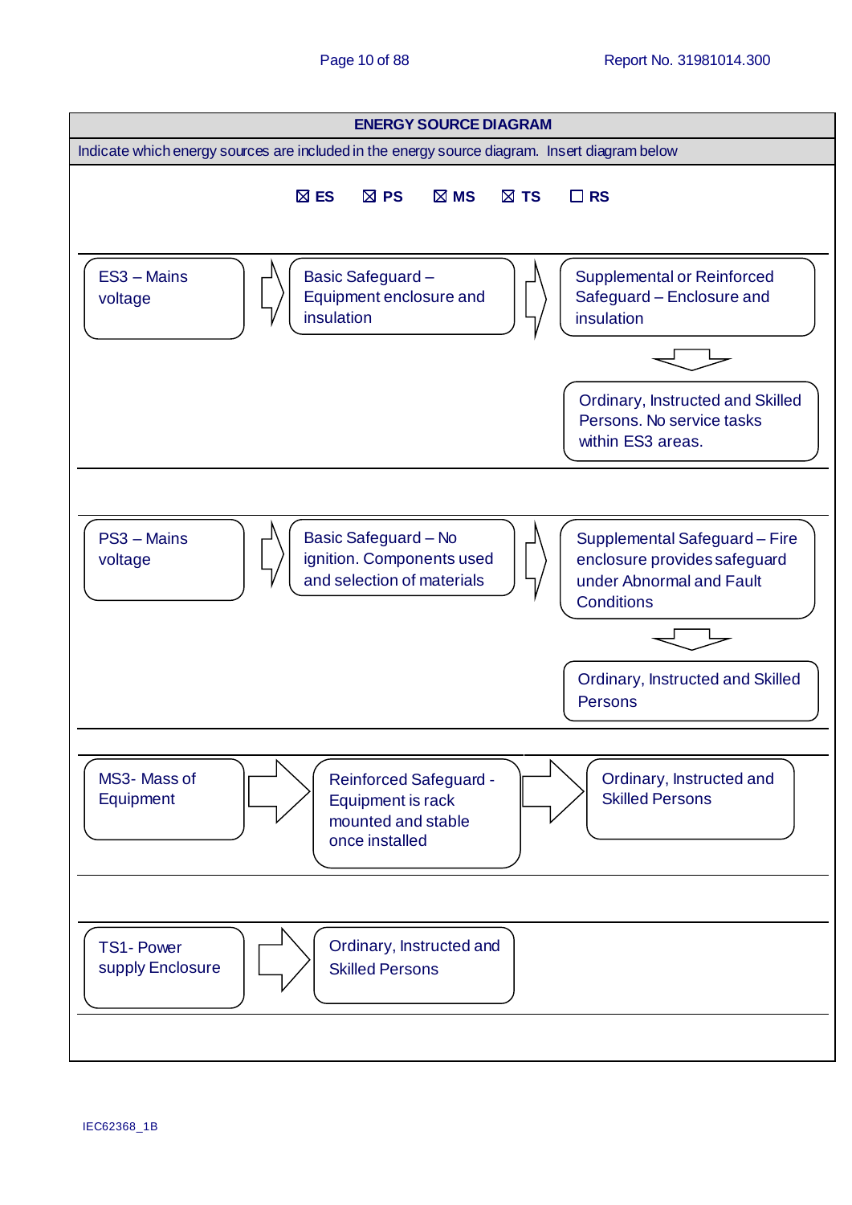## ENERGY SOURCE DIAGRAM

Indicate which energy sources are included in the energy source diagram. Insert diagram below

☒ ES ☒ PS ☒ MS ☒ TS ☐ RS

ES3 – Mains voltage → Basic Safeguard – Equipment enclosure and insulation → Supplemental or Reinforced Safeguard – Enclosure and insulation → Ordinary, Instructed and Skilled Persons. No service tasks within ES3 areas.

PS3 – Mains voltage → Basic Safeguard – No ignition. Components used and selection of materials → Supplemental Safeguard – Fire enclosure provides safeguard under Abnormal and Fault Conditions → Ordinary, Instructed and Skilled Persons

MS3- Mass of Equipment → Reinforced Safeguard - Equipment is rack mounted and stable once installed → Ordinary, Instructed and Skilled Persons

TS1- Power supply Enclosure → Ordinary, Instructed and Skilled Persons

IEC62368_1B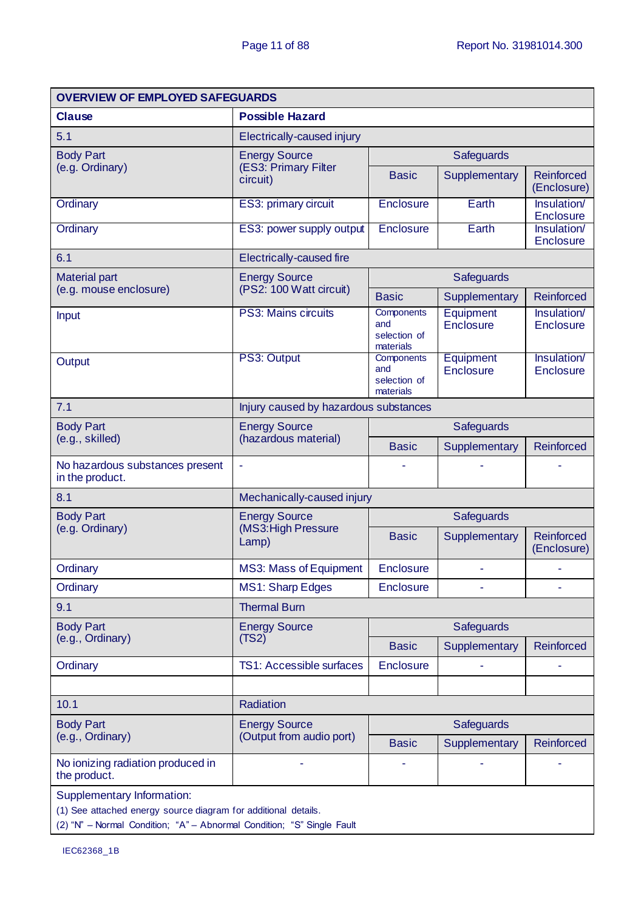| OVERVIEW OF EMPLOYED SAFEGUARDS | | | | |
|---|---|---|---|---|
| **Clause** | **Possible Hazard** | | | |
| 5.1 | Electrically-caused injury | | | |
| Body Part (e.g. Ordinary) | Energy Source (ES3: Primary Filter circuit) | Safeguards | | |
| | | Basic | Supplementary | Reinforced (Enclosure) |
| Ordinary | ES3: primary circuit | Enclosure | Earth | Insulation/ Enclosure |
| Ordinary | ES3: power supply output | Enclosure | Earth | Insulation/ Enclosure |
| 6.1 | Electrically-caused fire | | | |
| Material part (e.g. mouse enclosure) | Energy Source (PS2: 100 Watt circuit) | Safeguards | | |
| | | Basic | Supplementary | Reinforced |
| Input | PS3: Mains circuits | Components and selection of materials | Equipment Enclosure | Insulation/ Enclosure |
| Output | PS3: Output | Components and selection of materials | Equipment Enclosure | Insulation/ Enclosure |
| 7.1 | Injury caused by hazardous substances | | | |
| Body Part (e.g., skilled) | Energy Source (hazardous material) | Safeguards | | |
| | | Basic | Supplementary | Reinforced |
| No hazardous substances present in the product. | - | - | - | - |
| 8.1 | Mechanically-caused injury | | | |
| Body Part (e.g. Ordinary) | Energy Source (MS3:High Pressure Lamp) | Safeguards | | |
| | | Basic | Supplementary | Reinforced (Enclosure) |
| Ordinary | MS3: Mass of Equipment | Enclosure | - | - |
| Ordinary | MS1: Sharp Edges | Enclosure | - | - |
| 9.1 | Thermal Burn | | | |
| Body Part (e.g., Ordinary) | Energy Source (TS2) | Safeguards | | |
| | | Basic | Supplementary | Reinforced |
| Ordinary | TS1: Accessible surfaces | Enclosure | - | - |
| | | | | |
| 10.1 | Radiation | | | |
| Body Part (e.g., Ordinary) | Energy Source (Output from audio port) | Safeguards | | |
| | | Basic | Supplementary | Reinforced |
| No ionizing radiation produced in the product. | - | - | - | - |
| Supplementary Information: (1) See attached energy source diagram for additional details. (2) "N" – Normal Condition; "A" – Abnormal Condition; "S" Single Fault | | | | |

IEC62368_1B